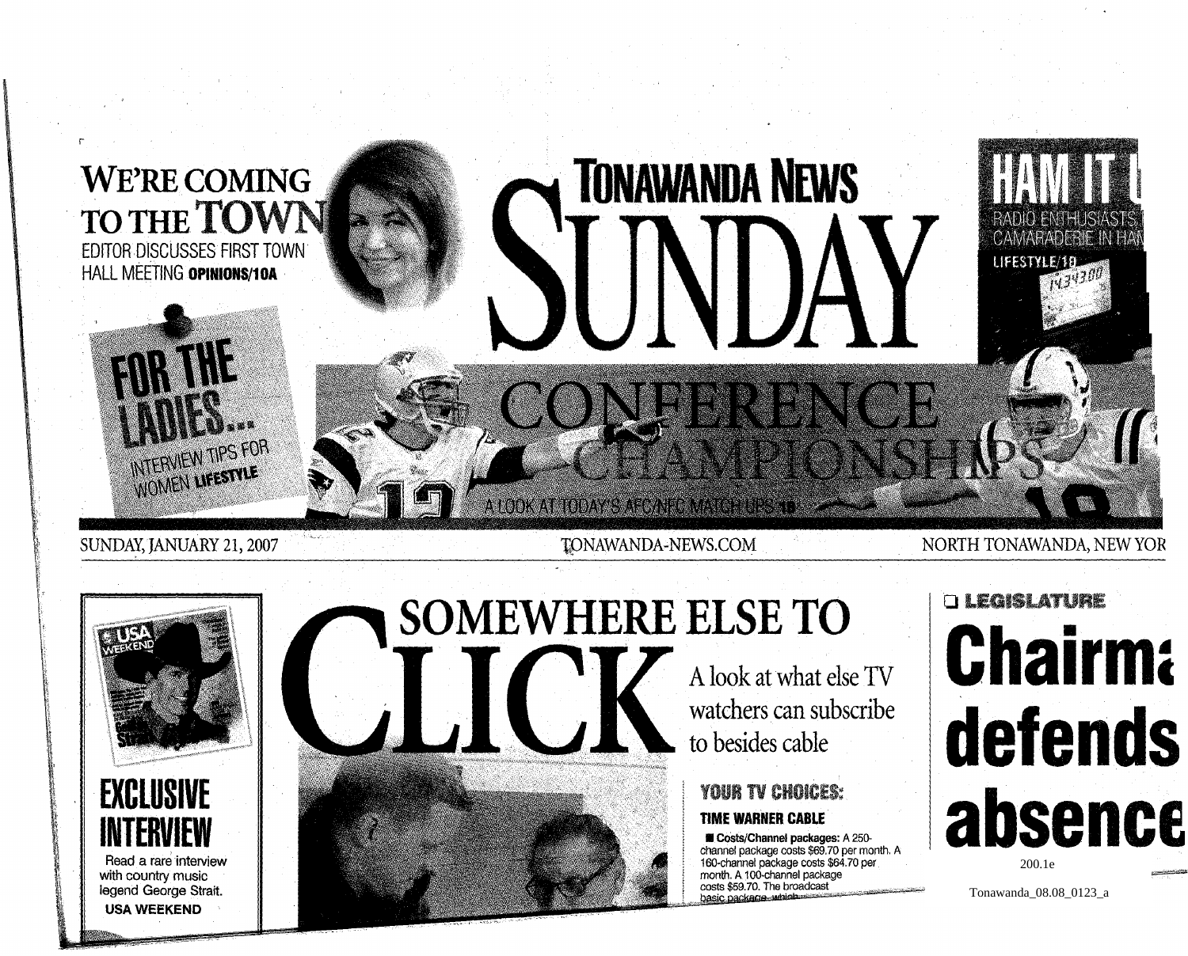**WE'RE COMING TO THE TOWN**
EDITOR DISCUSSES FIRST TOWN HALL MEETING **OPINIONS/10A**

# TONAWANDA NEWS SUNDAY

**HAM IT U**
RADIO ENTHUSIASTS CAMARADERIE IN HAM
LIFESTYLE/1B

**FOR THE LADIES...**
INTERVIEW TIPS FOR WOMEN **LIFESTYLE**

**CONFERENCE CHAMPIONSHIPS**
A LOOK AT TODAY'S AFC/NFC MATCH-UPS 1B

SUNDAY, JANUARY 21, 2007 | TONAWANDA-NEWS.COM | NORTH TONAWANDA, NEW YOR

**EXCLUSIVE INTERVIEW**
Read a rare interview with country music legend George Strait.
**USA WEEKEND**

# SOMEWHERE ELSE TO CLICK

A look at what else TV watchers can subscribe to besides cable

**YOUR TV CHOICES:**

**TIME WARNER CABLE**

■ **Costs/Channel packages:** A 250-channel package costs $69.70 per month. A 160-channel package costs $64.70 per month. A 100-channel package costs $59.70. The broadcast basic package, which

❑ **LEGISLATURE**

# Chairma defends absence

200.1e

Tonawanda_08.08_0123_a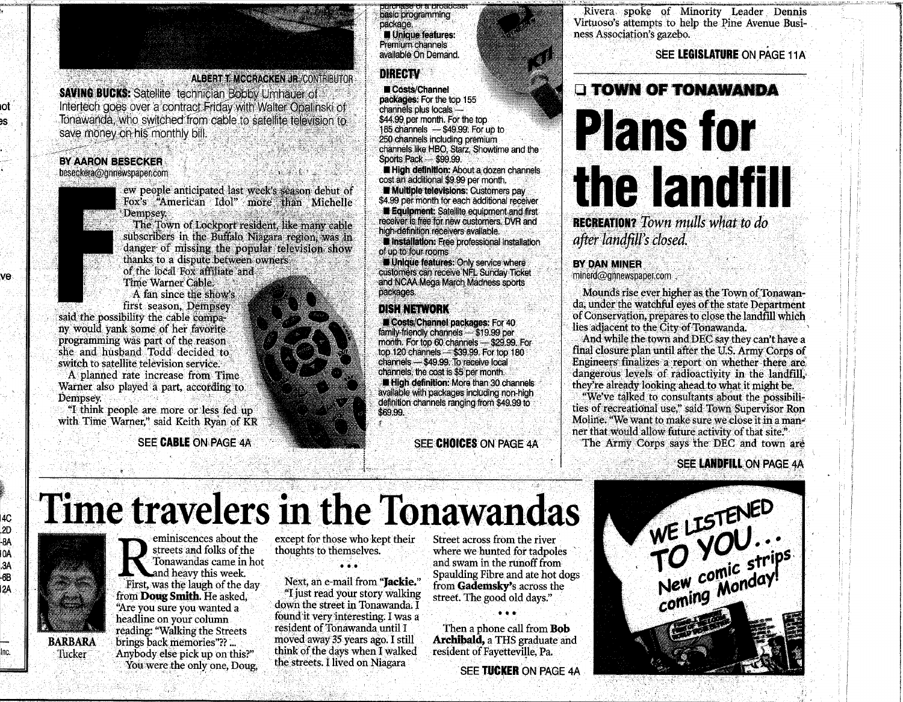ALBERT T. MCCRACKEN JR./CONTRIBUTOR

**SAVING BUCKS:** Satellite technician Bobby Umhauer of Intertech goes over a contract Friday with Walter Opalinski of Tonawanda, who switched from cable to satellite television to save money on his monthly bill.

**BY AARON BESECKER**
besecker@gnnewspaper.com

Few people anticipated last week's season debut of Fox's "American Idol" more than Michelle Dempsey.

The Town of Lockport resident, like many cable subscribers in the Buffalo Niagara region, was in danger of missing the popular television show thanks to a dispute between owners of the local Fox affiliate and Time Warner Cable.

A fan since the show's first season, Dempsey said the possibility the cable company would yank some of her favorite programming was part of the reason she and husband Todd decided to switch to satellite television service.

A planned rate increase from Time Warner also played a part, according to Dempsey.

"I think people are more or less fed up with Time Warner," said Keith Ryan of KR

SEE **CABLE** ON PAGE 4A

purchase of a broadcast basic programming package.

■ **Unique features:** Premium channels available On Demand.

**DIRECTV**

■ **Costs/Channel packages:** For the top 155 channels plus locals — $44.99 per month. For the top 185 channels — $49.99. For up to 250 channels including premium channels like HBO, Starz, Showtime and the Sports Pack — $99.99.

■ **High definition:** About a dozen channels cost an additional $9.99 per month.

■ **Multiple televisions:** Customers pay $4.99 per month for each additional receiver

■ **Equipment:** Satellite equipment and first receiver is free for new customers. DVR and high-definition receivers available.

■ **Installation:** Free professional installation of up to four rooms

■ **Unique features:** Only service where customers can receive NFL Sunday Ticket and NCAA Mega March Madness sports packages.

**DISH NETWORK**

■ **Costs/Channel packages:** For 40 family-friendly channels — $19.99 per month. For top 60 channels — $29.99. For top 120 channels — $39.99. For top 180 channels — $49.99. To receive local channels, the cost is $5 per month.

■ **High definition:** More than 30 channels available with packages including non-high definition channels ranging from $49.99 to $69.99.

SEE **CHOICES** ON PAGE 4A

Rivera spoke of Minority Leader Dennis Virtuoso's attempts to help the Pine Avenue Business Association's gazebo.

SEE **LEGISLATURE** ON PAGE 11A

**TOWN OF TONAWANDA**

# Plans for the landfill

**RECREATION?** *Town mulls what to do after landfill's closed.*

**BY DAN MINER**
minerd@gnnewspaper.com

Mounds rise ever higher as the Town of Tonawanda, under the watchful eyes of the state Department of Conservation, prepares to close the landfill which lies adjacent to the City of Tonawanda.

And while the town and DEC say they can't have a final closure plan until after the U.S. Army Corps of Engineers finalizes a report on whether there are dangerous levels of radioactivity in the landfill, they're already looking ahead to what it might be.

"We've talked to consultants about the possibilities of recreational use," said Town Supervisor Ron Moline. "We want to make sure we close it in a manner that would allow future activity of that site."

The Army Corps says the DEC and town are

SEE **LANDFILL** ON PAGE 4A

# Time travelers in the Tonawandas

**BARBARA** Tucker

Reminiscences about the streets and folks of the Tonawandas came in hot and heavy this week.

First, was the laugh of the day from **Doug Smith.** He asked, "Are you sure you wanted a headline on your column reading: "Walking the Streets brings back memories"?? ... Anybody else pick up on this?"

You were the only one, Doug, except for those who kept their thoughts to themselves.

• • •

Next, an e-mail from **"Jackie."**

"I just read your story walking down the street in Tonawanda. I found it very interesting. I was a resident of Tonawanda until I moved away 35 years ago. I still think of the days when I walked the streets. I lived on Niagara Street across from the river where we hunted for tadpoles and swam in the runoff from Spaulding Fibre and ate hot dogs from **Gademsky's** across the street. The good old days."

• • •

Then a phone call from **Bob Archibald,** a THS graduate and resident of Fayetteville, Pa.

SEE **TUCKER** ON PAGE 4A

WE LISTENED TO YOU... New comic strips coming Monday!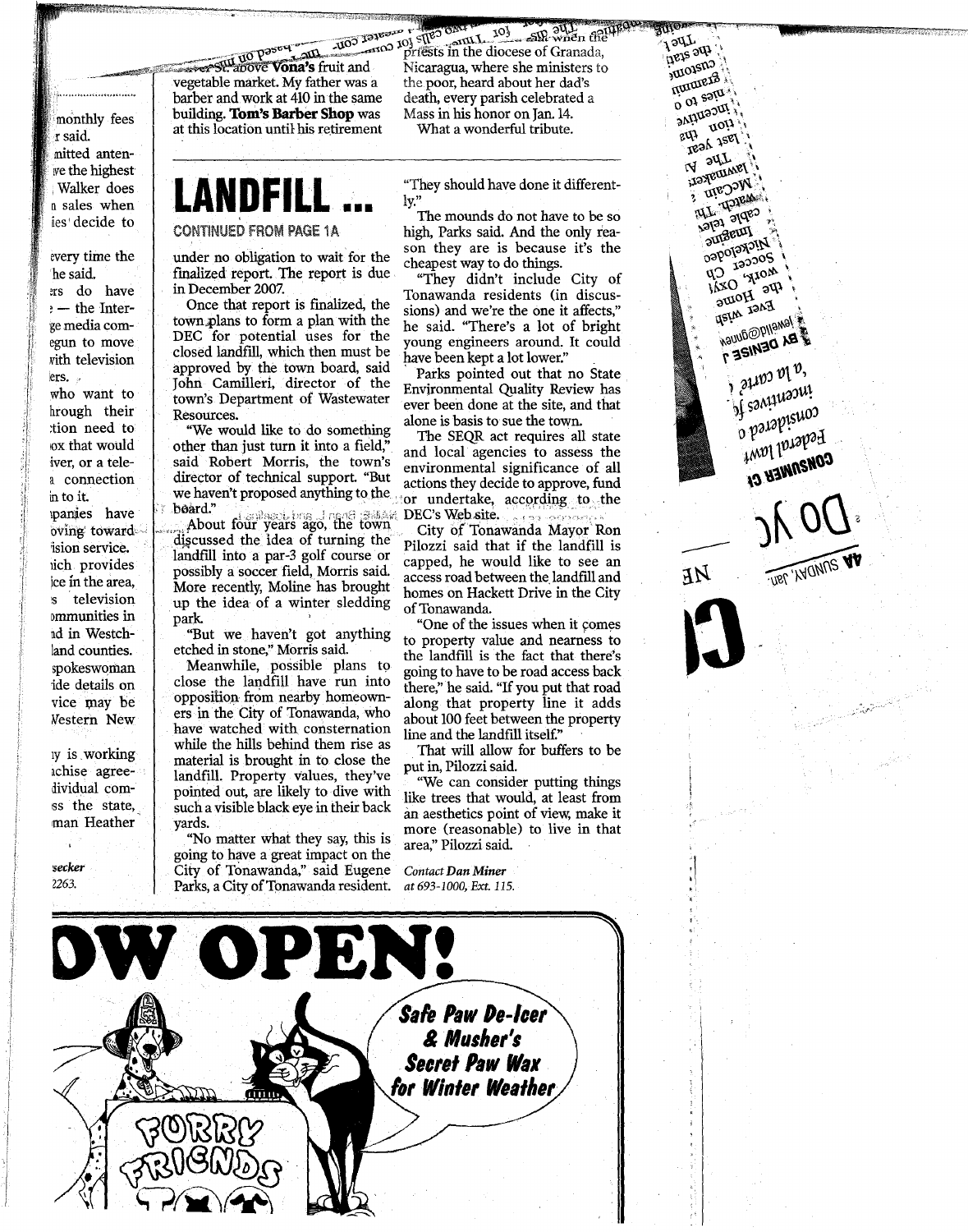St. above **Vona's** fruit and vegetable market. My father was a barber and work at 410 in the same building. **Tom's Barber Shop** was at this location until his retirement

priests in the diocese of Granada, Nicaragua, where she ministers to the poor, heard about her dad's death, every parish celebrated a Mass in his honor on Jan. 14.

What a wonderful tribute.

# LANDFILL ...

CONTINUED FROM PAGE 1A

under no obligation to wait for the finalized report. The report is due in December 2007.

Once that report is finalized, the town plans to form a plan with the DEC for potential uses for the closed landfill, which then must be approved by the town board, said John Camilleri, director of the town's Department of Wastewater Resources.

"We would like to do something other than just turn it into a field," said Robert Morris, the town's director of technical support. "But we haven't proposed anything to the board."

About four years ago, the town discussed the idea of turning the landfill into a par-3 golf course or possibly a soccer field, Morris said. More recently, Moline has brought up the idea of a winter sledding park.

"But we haven't got anything etched in stone," Morris said.

Meanwhile, possible plans to close the landfill have run into opposition from nearby homeowners in the City of Tonawanda, who have watched with consternation while the hills behind them rise as material is brought in to close the landfill. Property values, they've pointed out, are likely to dive with such a visible black eye in their back yards.

"No matter what they say, this is going to have a great impact on the City of Tonawanda," said Eugene Parks, a City of Tonawanda resident. "They should have done it differently."

The mounds do not have to be so high, Parks said. And the only reason they are is because it's the cheapest way to do things.

"They didn't include City of Tonawanda residents (in discussions) and we're the one it affects," he said. "There's a lot of bright young engineers around. It could have been kept a lot lower."

Parks pointed out that no State Environmental Quality Review has ever been done at the site, and that alone is basis to sue the town.

The SEQR act requires all state and local agencies to assess the environmental significance of all actions they decide to approve, fund or undertake, according to the DEC's Web site.

City of Tonawanda Mayor Ron Pilozzi said that if the landfill is capped, he would like to see an access road between the landfill and homes on Hackett Drive in the City of Tonawanda.

"One of the issues when it comes to property value and nearness to the landfill is the fact that there's going to have to be road access back there," he said. "If you put that road along that property line it adds about 100 feet between the property line and the landfill itself."

That will allow for buffers to be put in, Pilozzi said.

"We can consider putting things like trees that would, at least from an aesthetics point of view, make it more (reasonable) to live in that area," Pilozzi said.

*Contact* ***Dan Miner*** *at 693-1000, Ext. 115.*

# OW OPEN!

Safe Paw De-Icer & Musher's Secret Paw Wax for Winter Weather

FURRY FRIENDS